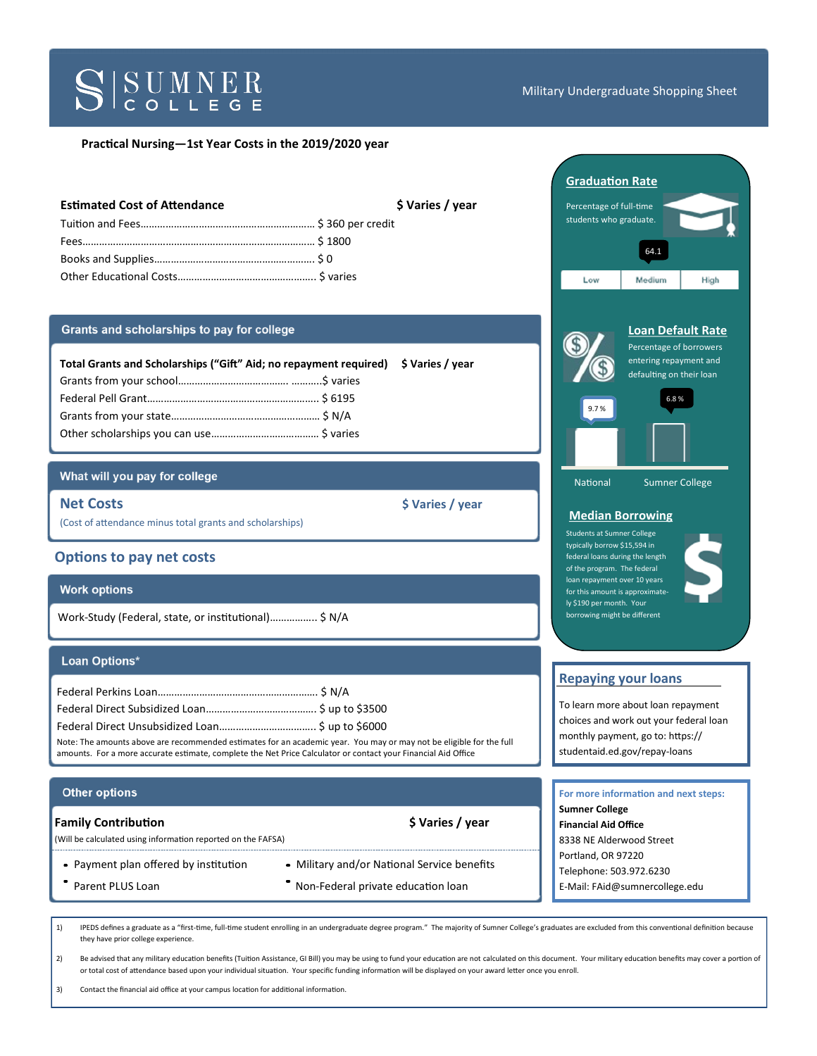# SUMNER COLLEGE

Military Undergraduate Shopping Sheet

**Practical Nursing—1st Year Costs in the 2019/2020 year**

**Estimated Cost of Attendance** **$ Varies / year**

Tuition and Fees........................................................... $ 360 per credit
Fees........................................................................ $ 1800
Books and Supplies...................................................... $ 0
Other Educational Costs................................................ $ varies

## Grants and scholarships to pay for college

**Total Grants and Scholarships ("Gift" Aid; no repayment required)** **$ Varies / year**

Grants from your school................................... ...........$ varies
Federal Pell Grant........................................................ $ 6195
Grants from your state................................................. $ N/A
Other scholarships you can use.................................... $ varies

## What will you pay for college

**Net Costs** **$ Varies / year**

(Cost of attendance minus total grants and scholarships)

## Options to pay net costs

### Work options

Work-Study (Federal, state, or institutional)................. $ N/A

### Loan Options*

Federal Perkins Loan.................................................... $ N/A
Federal Direct Subsidized Loan...................................... $ up to $3500
Federal Direct Unsubsidized Loan.................................. $ up to $6000

Note: The amounts above are recommended estimates for an academic year. You may or may not be eligible for the full amounts. For a more accurate estimate, complete the Net Price Calculator or contact your Financial Aid Office

### Other options

**Family Contribution** **$ Varies / year**

(Will be calculated using information reported on the FAFSA)

- Payment plan offered by institution
- Parent PLUS Loan
- Military and/or National Service benefits
- Non-Federal private education loan

## Graduation Rate

Percentage of full-time students who graduate.

64.1

Low | Medium | High

## Loan Default Rate

Percentage of borrowers entering repayment and defaulting on their loan

| National | Sumner College |
|---|---|
| 9.7 % | 6.8 % |

## Median Borrowing

Students at Sumner College typically borrow $15,594 in federal loans during the length of the program. The federal loan repayment over 10 years for this amount is approximately $190 per month. Your borrowing might be different

## Repaying your loans

To learn more about loan repayment choices and work out your federal loan monthly payment, go to: https://studentaid.ed.gov/repay-loans

**For more information and next steps:**

**Sumner College**
**Financial Aid Office**
8338 NE Alderwood Street
Portland, OR 97220
Telephone: 503.972.6230
E-Mail: FAid@sumnercollege.edu

1) IPEDS defines a graduate as a "first-time, full-time student enrolling in an undergraduate degree program." The majority of Sumner College's graduates are excluded from this conventional definition because they have prior college experience.

2) Be advised that any military education benefits (Tuition Assistance, GI Bill) you may be using to fund your education are not calculated on this document. Your military education benefits may cover a portion of or total cost of attendance based upon your individual situation. Your specific funding information will be displayed on your award letter once you enroll.

3) Contact the financial aid office at your campus location for additional information.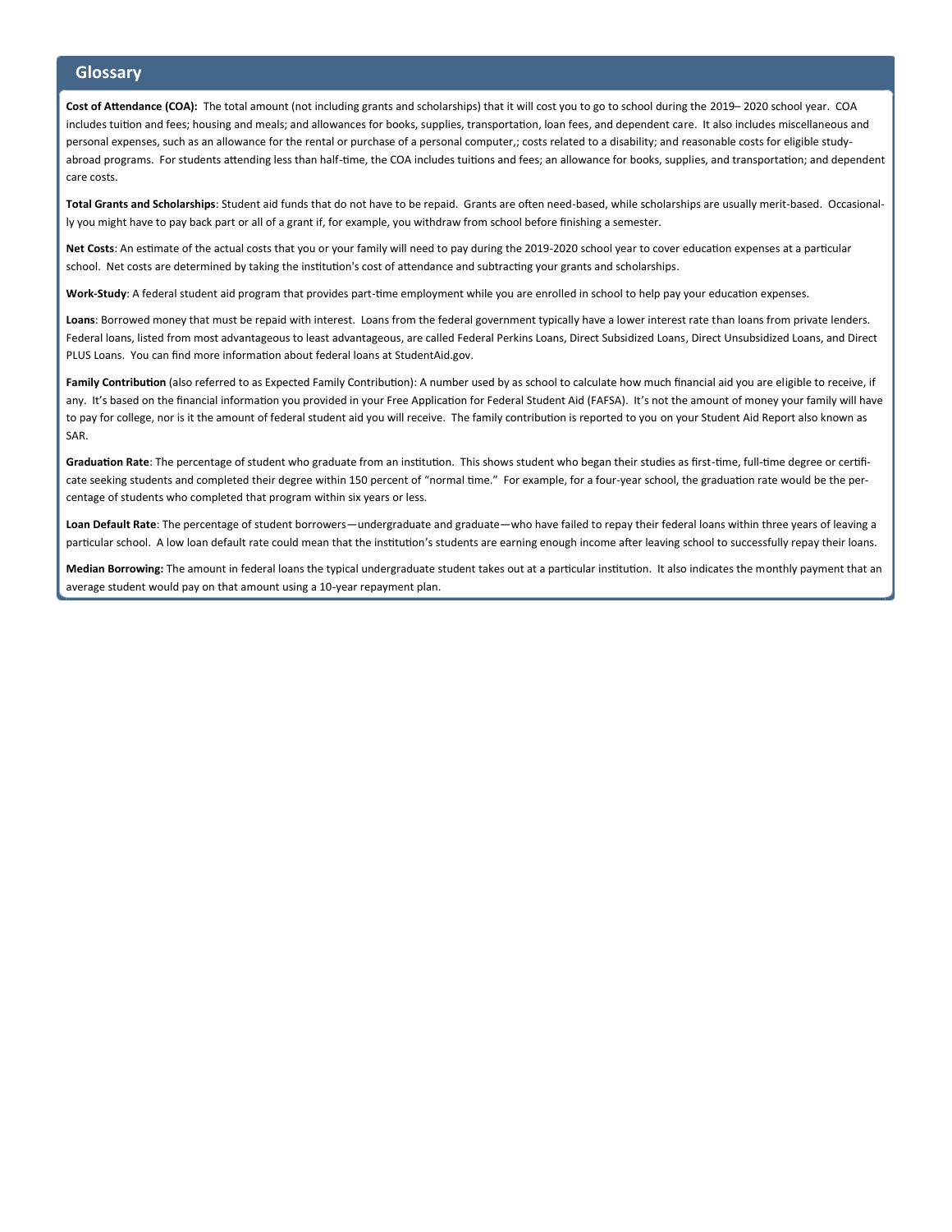## Glossary

**Cost of Attendance (COA):** The total amount (not including grants and scholarships) that it will cost you to go to school during the 2019– 2020 school year. COA includes tuition and fees; housing and meals; and allowances for books, supplies, transportation, loan fees, and dependent care. It also includes miscellaneous and personal expenses, such as an allowance for the rental or purchase of a personal computer,; costs related to a disability; and reasonable costs for eligible study-abroad programs. For students attending less than half-time, the COA includes tuitions and fees; an allowance for books, supplies, and transportation; and dependent care costs.

**Total Grants and Scholarships**: Student aid funds that do not have to be repaid. Grants are often need-based, while scholarships are usually merit-based. Occasionally you might have to pay back part or all of a grant if, for example, you withdraw from school before finishing a semester.

**Net Costs**: An estimate of the actual costs that you or your family will need to pay during the 2019-2020 school year to cover education expenses at a particular school. Net costs are determined by taking the institution's cost of attendance and subtracting your grants and scholarships.

**Work-Study**: A federal student aid program that provides part-time employment while you are enrolled in school to help pay your education expenses.

**Loans**: Borrowed money that must be repaid with interest. Loans from the federal government typically have a lower interest rate than loans from private lenders. Federal loans, listed from most advantageous to least advantageous, are called Federal Perkins Loans, Direct Subsidized Loans, Direct Unsubsidized Loans, and Direct PLUS Loans. You can find more information about federal loans at StudentAid.gov.

**Family Contribution** (also referred to as Expected Family Contribution): A number used by as school to calculate how much financial aid you are eligible to receive, if any. It's based on the financial information you provided in your Free Application for Federal Student Aid (FAFSA). It's not the amount of money your family will have to pay for college, nor is it the amount of federal student aid you will receive. The family contribution is reported to you on your Student Aid Report also known as SAR.

**Graduation Rate**: The percentage of student who graduate from an institution. This shows student who began their studies as first-time, full-time degree or certificate seeking students and completed their degree within 150 percent of "normal time." For example, for a four-year school, the graduation rate would be the percentage of students who completed that program within six years or less.

**Loan Default Rate**: The percentage of student borrowers—undergraduate and graduate—who have failed to repay their federal loans within three years of leaving a particular school. A low loan default rate could mean that the institution's students are earning enough income after leaving school to successfully repay their loans.

**Median Borrowing:** The amount in federal loans the typical undergraduate student takes out at a particular institution. It also indicates the monthly payment that an average student would pay on that amount using a 10-year repayment plan.